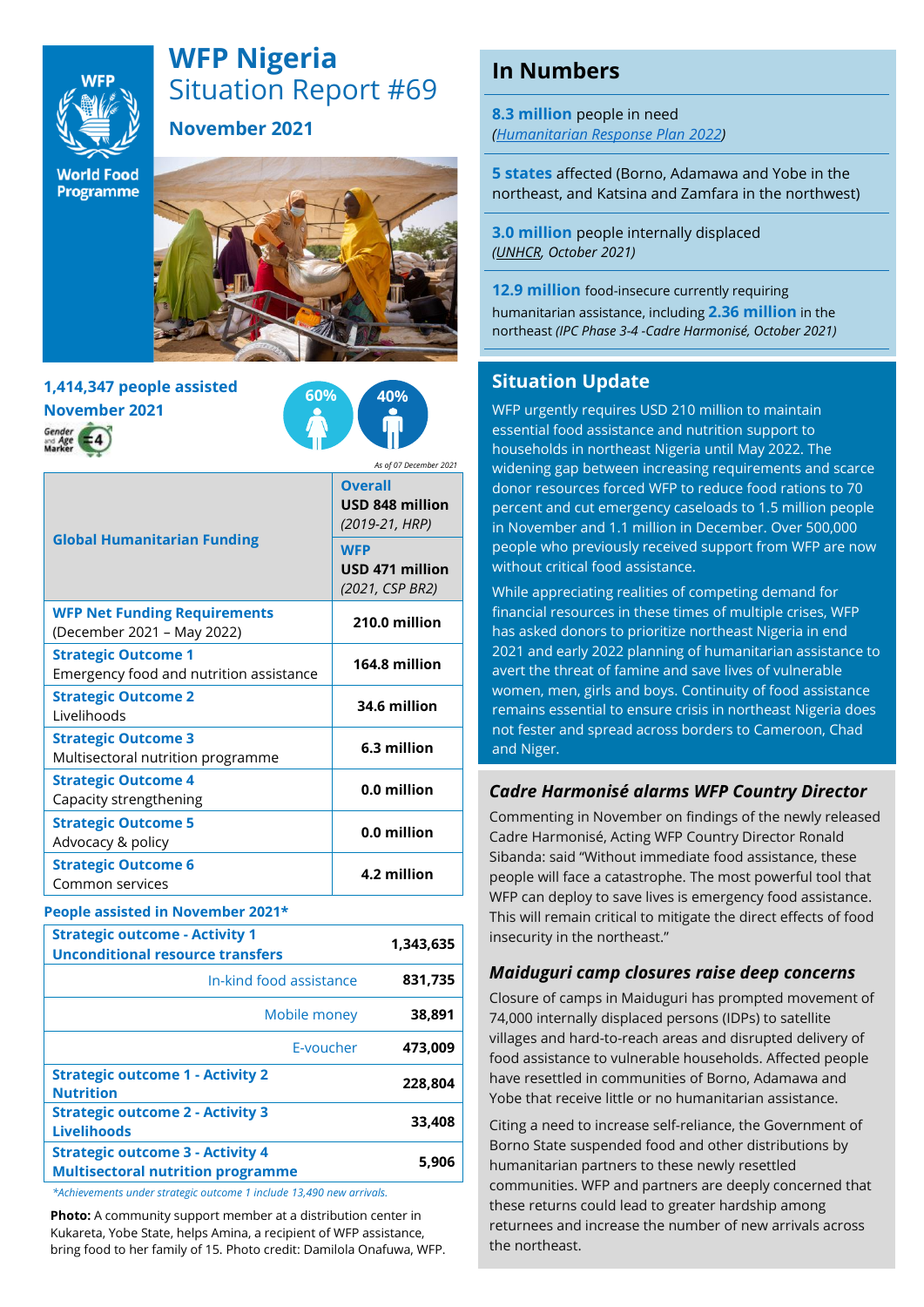# WFP Nigeria

## Situation Report #69

**November 2021**

**1,414,347 people assisted**
**November 2021**

60% 40%

*As of 07 December 2021*

| | |
|---|---|
| **Global Humanitarian Funding** | **Overall** **USD 848 million** *(2019-21, HRP)* |
| | **WFP** **USD 471 million** *(2021, CSP BR2)* |
| **WFP Net Funding Requirements** (December 2021 – May 2022) | **210.0 million** |
| **Strategic Outcome 1** Emergency food and nutrition assistance | **164.8 million** |
| **Strategic Outcome 2** Livelihoods | **34.6 million** |
| **Strategic Outcome 3** Multisectoral nutrition programme | **6.3 million** |
| **Strategic Outcome 4** Capacity strengthening | **0.0 million** |
| **Strategic Outcome 5** Advocacy & policy | **0.0 million** |
| **Strategic Outcome 6** Common services | **4.2 million** |

**People assisted in November 2021***

| | |
|---|---|
| **Strategic outcome - Activity 1 Unconditional resource transfers** | **1,343,635** |
| In-kind food assistance | **831,735** |
| Mobile money | **38,891** |
| E-voucher | **473,009** |
| **Strategic outcome 1 - Activity 2 Nutrition** | **228,804** |
| **Strategic outcome 2 - Activity 3 Livelihoods** | **33,408** |
| **Strategic outcome 3 - Activity 4 Multisectoral nutrition programme** | **5,906** |

*\*Achievements under strategic outcome 1 include 13,490 new arrivals.*

**Photo:** A community support member at a distribution center in Kukareta, Yobe State, helps Amina, a recipient of WFP assistance, bring food to her family of 15. Photo credit: Damilola Onafuwa, WFP.

## In Numbers

**8.3 million** people in need
*(Humanitarian Response Plan 2022)*

**5 states** affected (Borno, Adamawa and Yobe in the northeast, and Katsina and Zamfara in the northwest)

**3.0 million** people internally displaced
*(UNHCR, October 2021)*

**12.9 million** food-insecure currently requiring humanitarian assistance, including **2.36 million** in the northeast *(IPC Phase 3-4 -Cadre Harmonisé, October 2021)*

## Situation Update

WFP urgently requires USD 210 million to maintain essential food assistance and nutrition support to households in northeast Nigeria until May 2022. The widening gap between increasing requirements and scarce donor resources forced WFP to reduce food rations to 70 percent and cut emergency caseloads to 1.5 million people in November and 1.1 million in December. Over 500,000 people who previously received support from WFP are now without critical food assistance.

While appreciating realities of competing demand for financial resources in these times of multiple crises, WFP has asked donors to prioritize northeast Nigeria in end 2021 and early 2022 planning of humanitarian assistance to avert the threat of famine and save lives of vulnerable women, men, girls and boys. Continuity of food assistance remains essential to ensure crisis in northeast Nigeria does not fester and spread across borders to Cameroon, Chad and Niger.

### *Cadre Harmonisé alarms WFP Country Director*

Commenting in November on findings of the newly released Cadre Harmonisé, Acting WFP Country Director Ronald Sibanda: said "Without immediate food assistance, these people will face a catastrophe. The most powerful tool that WFP can deploy to save lives is emergency food assistance. This will remain critical to mitigate the direct effects of food insecurity in the northeast."

### *Maiduguri camp closures raise deep concerns*

Closure of camps in Maiduguri has prompted movement of 74,000 internally displaced persons (IDPs) to satellite villages and hard-to-reach areas and disrupted delivery of food assistance to vulnerable households. Affected people have resettled in communities of Borno, Adamawa and Yobe that receive little or no humanitarian assistance.

Citing a need to increase self-reliance, the Government of Borno State suspended food and other distributions by humanitarian partners to these newly resettled communities. WFP and partners are deeply concerned that these returns could lead to greater hardship among returnees and increase the number of new arrivals across the northeast.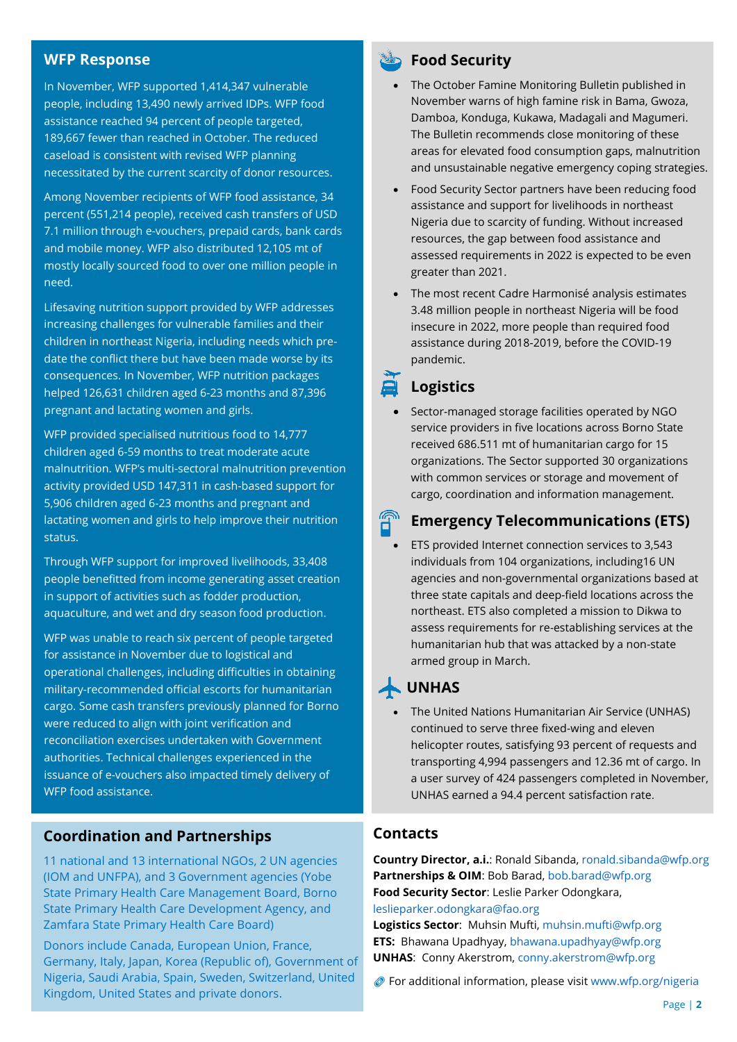## WFP Response

In November, WFP supported 1,414,347 vulnerable people, including 13,490 newly arrived IDPs. WFP food assistance reached 94 percent of people targeted, 189,667 fewer than reached in October. The reduced caseload is consistent with revised WFP planning necessitated by the current scarcity of donor resources.

Among November recipients of WFP food assistance, 34 percent (551,214 people), received cash transfers of USD 7.1 million through e-vouchers, prepaid cards, bank cards and mobile money. WFP also distributed 12,105 mt of mostly locally sourced food to over one million people in need.

Lifesaving nutrition support provided by WFP addresses increasing challenges for vulnerable families and their children in northeast Nigeria, including needs which pre-date the conflict there but have been made worse by its consequences. In November, WFP nutrition packages helped 126,631 children aged 6-23 months and 87,396 pregnant and lactating women and girls.

WFP provided specialised nutritious food to 14,777 children aged 6-59 months to treat moderate acute malnutrition. WFP's multi-sectoral malnutrition prevention activity provided USD 147,311 in cash-based support for 5,906 children aged 6-23 months and pregnant and lactating women and girls to help improve their nutrition status.

Through WFP support for improved livelihoods, 33,408 people benefitted from income generating asset creation in support of activities such as fodder production, aquaculture, and wet and dry season food production.

WFP was unable to reach six percent of people targeted for assistance in November due to logistical and operational challenges, including difficulties in obtaining military-recommended official escorts for humanitarian cargo. Some cash transfers previously planned for Borno were reduced to align with joint verification and reconciliation exercises undertaken with Government authorities. Technical challenges experienced in the issuance of e-vouchers also impacted timely delivery of WFP food assistance.

## Coordination and Partnerships

11 national and 13 international NGOs, 2 UN agencies (IOM and UNFPA), and 3 Government agencies (Yobe State Primary Health Care Management Board, Borno State Primary Health Care Development Agency, and Zamfara State Primary Health Care Board)

Donors include Canada, European Union, France, Germany, Italy, Japan, Korea (Republic of), Government of Nigeria, Saudi Arabia, Spain, Sweden, Switzerland, United Kingdom, United States and private donors.

## Food Security

- The October Famine Monitoring Bulletin published in November warns of high famine risk in Bama, Gwoza, Damboa, Konduga, Kukawa, Madagali and Magumeri. The Bulletin recommends close monitoring of these areas for elevated food consumption gaps, malnutrition and unsustainable negative emergency coping strategies.
- Food Security Sector partners have been reducing food assistance and support for livelihoods in northeast Nigeria due to scarcity of funding. Without increased resources, the gap between food assistance and assessed requirements in 2022 is expected to be even greater than 2021.
- The most recent Cadre Harmonisé analysis estimates 3.48 million people in northeast Nigeria will be food insecure in 2022, more people than required food assistance during 2018-2019, before the COVID-19 pandemic.

## Logistics

- Sector-managed storage facilities operated by NGO service providers in five locations across Borno State received 686.511 mt of humanitarian cargo for 15 organizations. The Sector supported 30 organizations with common services or storage and movement of cargo, coordination and information management.

## Emergency Telecommunications (ETS)

- ETS provided Internet connection services to 3,543 individuals from 104 organizations, including16 UN agencies and non-governmental organizations based at three state capitals and deep-field locations across the northeast. ETS also completed a mission to Dikwa to assess requirements for re-establishing services at the humanitarian hub that was attacked by a non-state armed group in March.

## UNHAS

- The United Nations Humanitarian Air Service (UNHAS) continued to serve three fixed-wing and eleven helicopter routes, satisfying 93 percent of requests and transporting 4,994 passengers and 12.36 mt of cargo. In a user survey of 424 passengers completed in November, UNHAS earned a 94.4 percent satisfaction rate.

## Contacts

**Country Director, a.i.**: Ronald Sibanda, ronald.sibanda@wfp.org
**Partnerships & OIM**: Bob Barad, bob.barad@wfp.org
**Food Security Sector**: Leslie Parker Odongkara, leslieparker.odongkara@fao.org
**Logistics Sector**: Muhsin Mufti, muhsin.mufti@wfp.org
**ETS:** Bhawana Upadhyay, bhawana.upadhyay@wfp.org
**UNHAS**: Conny Akerstrom, conny.akerstrom@wfp.org

For additional information, please visit www.wfp.org/nigeria